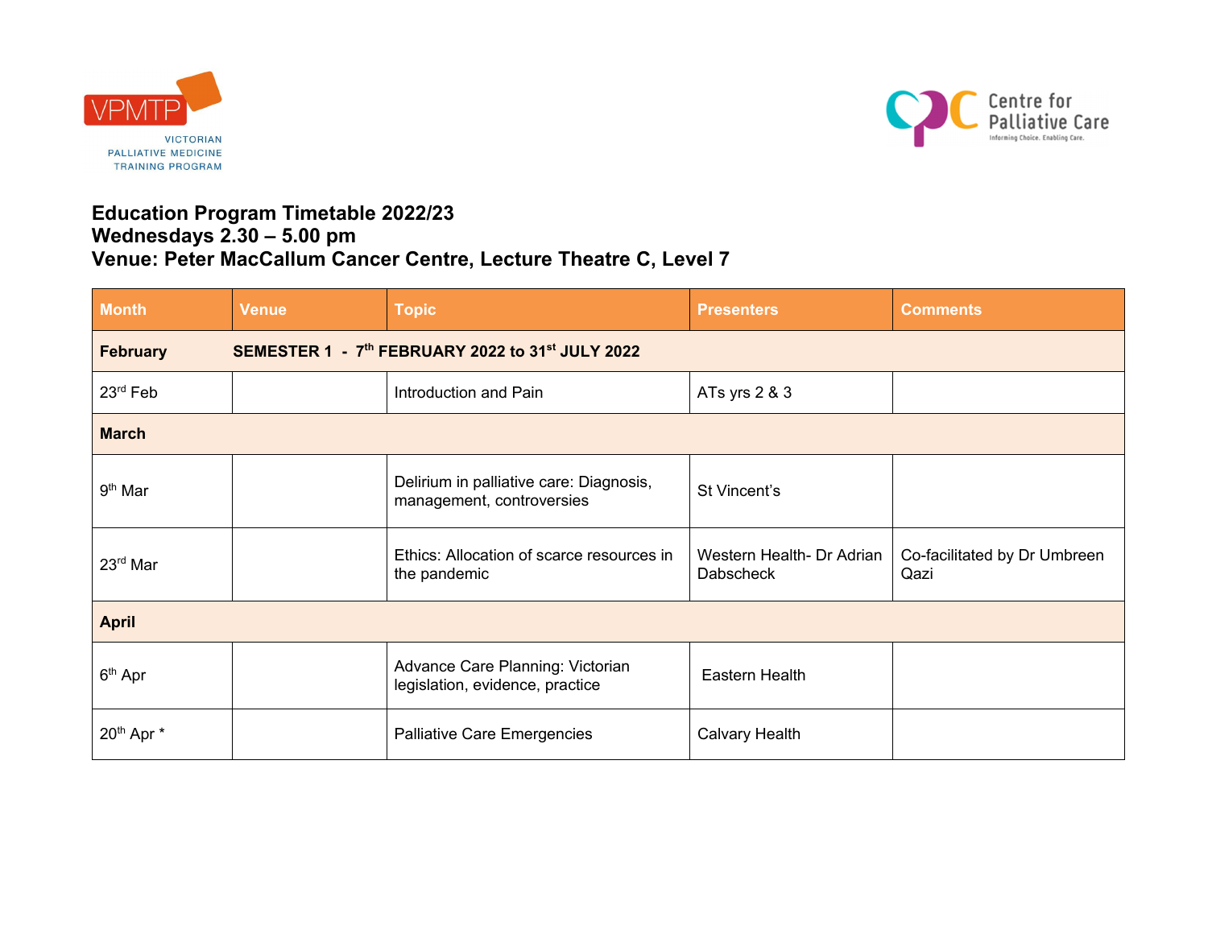VPMTP
VICTORIAN PALLIATIVE MEDICINE TRAINING PROGRAM

Centre for Palliative Care
Informing Choice. Enabling Care.

# Education Program Timetable 2022/23
# Wednesdays 2.30 – 5.00 pm
# Venue: Peter MacCallum Cancer Centre, Lecture Theatre C, Level 7

| Month | Venue | Topic | Presenters | Comments |
|---|---|---|---|---|
| **February** | **SEMESTER 1 - 7th FEBRUARY 2022 to 31st JULY 2022** | | | |
| 23rd Feb | | Introduction and Pain | ATs yrs 2 & 3 | |
| **March** | | | | |
| 9th Mar | | Delirium in palliative care: Diagnosis, management, controversies | St Vincent's | |
| 23rd Mar | | Ethics: Allocation of scarce resources in the pandemic | Western Health- Dr Adrian Dabscheck | Co-facilitated by Dr Umbreen Qazi |
| **April** | | | | |
| 6th Apr | | Advance Care Planning: Victorian legislation, evidence, practice | Eastern Health | |
| 20th Apr * | | Palliative Care Emergencies | Calvary Health | |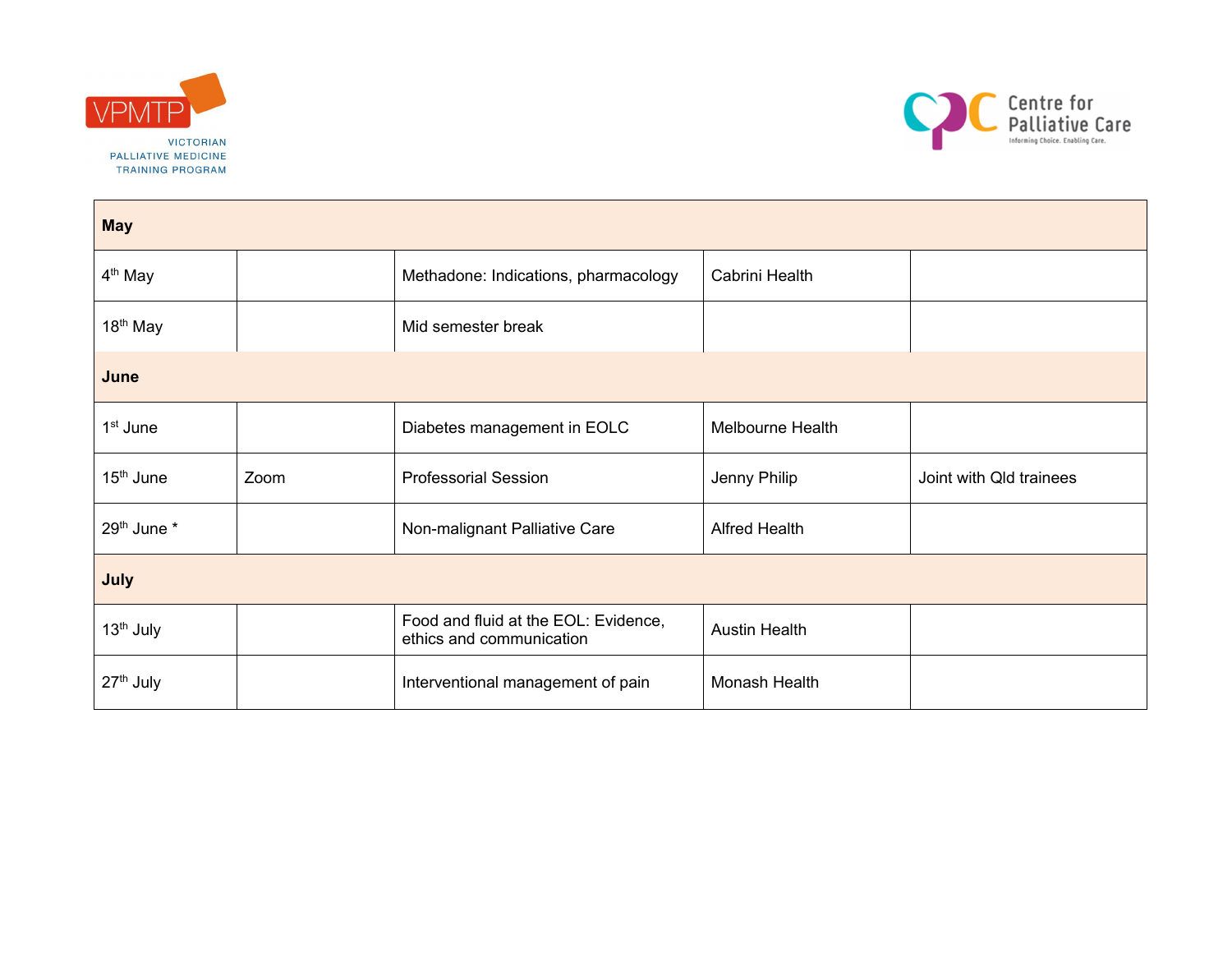| May | | | | |
|---|---|---|---|---|
| 4th May | | Methadone: Indications, pharmacology | Cabrini Health | |
| 18th May | | Mid semester break | | |
| **June** | | | | |
| 1st June | | Diabetes management in EOLC | Melbourne Health | |
| 15th June | Zoom | Professorial Session | Jenny Philip | Joint with Qld trainees |
| 29th June * | | Non-malignant Palliative Care | Alfred Health | |
| **July** | | | | |
| 13th July | | Food and fluid at the EOL: Evidence, ethics and communication | Austin Health | |
| 27th July | | Interventional management of pain | Monash Health | |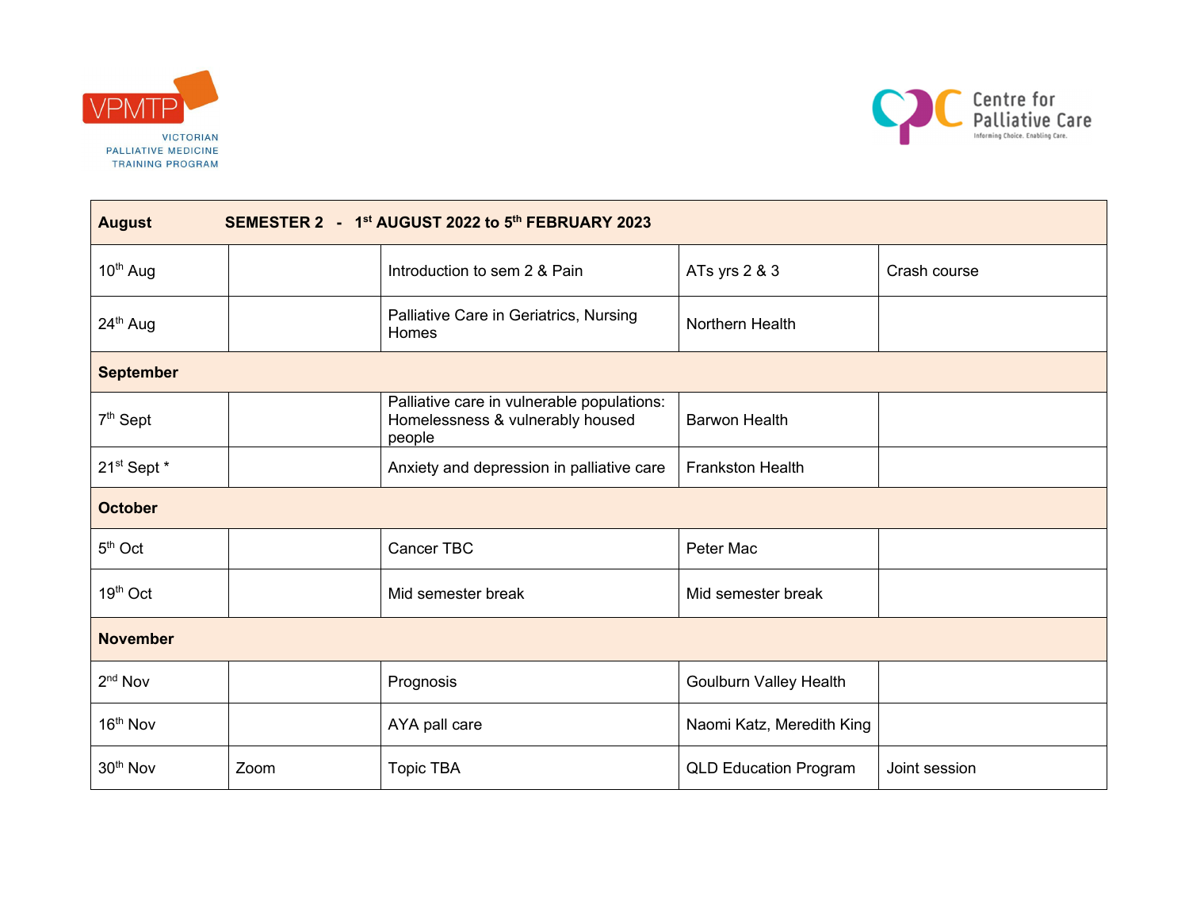VPMTP
VICTORIAN
PALLIATIVE MEDICINE
TRAINING PROGRAM

Centre for Palliative Care
Informing Choice. Enabling Care.

| **August** | **SEMESTER 2 - 1st AUGUST 2022 to 5th FEBRUARY 2023** | | | |
|---|---|---|---|---|
| 10th Aug | | Introduction to sem 2 & Pain | ATs yrs 2 & 3 | Crash course |
| 24th Aug | | Palliative Care in Geriatrics, Nursing Homes | Northern Health | |
| **September** | | | | |
| 7th Sept | | Palliative care in vulnerable populations: Homelessness & vulnerably housed people | Barwon Health | |
| 21st Sept * | | Anxiety and depression in palliative care | Frankston Health | |
| **October** | | | | |
| 5th Oct | | Cancer TBC | Peter Mac | |
| 19th Oct | | Mid semester break | Mid semester break | |
| **November** | | | | |
| 2nd Nov | | Prognosis | Goulburn Valley Health | |
| 16th Nov | | AYA pall care | Naomi Katz, Meredith King | |
| 30th Nov | Zoom | Topic TBA | QLD Education Program | Joint session |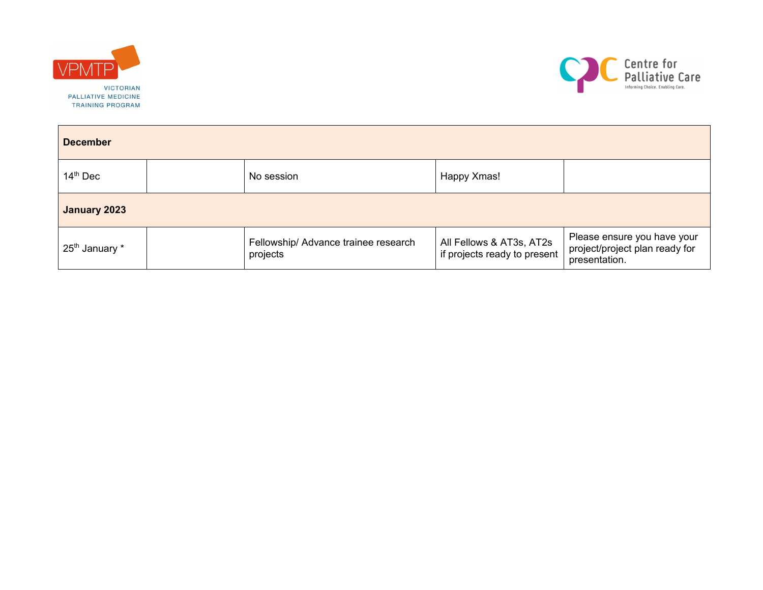| | | | | |
|---|---|---|---|---|
| **December** | | | | |
| 14th Dec | | No session | Happy Xmas! | |
| **January 2023** | | | | |
| 25th January * | | Fellowship/ Advance trainee research projects | All Fellows & AT3s, AT2s if projects ready to present | Please ensure you have your project/project plan ready for presentation. |